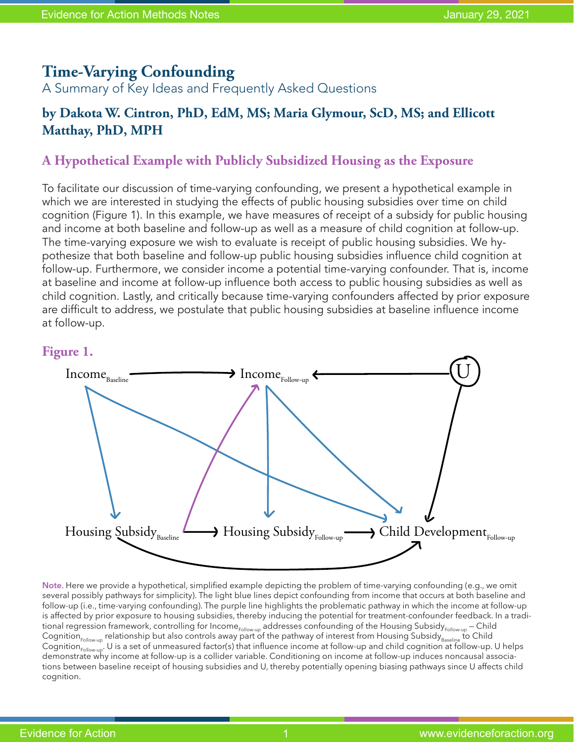# Time-Varying Confounding

A Summary of Key Ideas and Frequently Asked Questions

**by Dakota W. Cintron, PhD, EdM, MS; Maria Glymour, ScD, MS; and Ellicott Matthay, PhD, MPH**

## A Hypothetical Example with Publicly Subsidized Housing as the Exposure

To facilitate our discussion of time-varying confounding, we present a hypothetical example in which we are interested in studying the effects of public housing subsidies over time on child cognition (Figure 1). In this example, we have measures of receipt of a subsidy for public housing and income at both baseline and follow-up as well as a measure of child cognition at follow-up. The time-varying exposure we wish to evaluate is receipt of public housing subsidies. We hypothesize that both baseline and follow-up public housing subsidies influence child cognition at follow-up. Furthermore, we consider income a potential time-varying confounder. That is, income at baseline and income at follow-up influence both access to public housing subsidies as well as child cognition. Lastly, and critically because time-varying confounders affected by prior exposure are difficult to address, we postulate that public housing subsidies at baseline influence income at follow-up.

**Figure 1.**

$\text{Income}_{\text{Baseline}}$ → $\text{Income}_{\text{Follow-up}}$ ← U

$\text{Housing Subsidy}_{\text{Baseline}}$ → $\text{Housing Subsidy}_{\text{Follow-up}}$ → $\text{Child Development}_{\text{Follow-up}}$

**Note.** Here we provide a hypothetical, simplified example depicting the problem of time-varying confounding (e.g., we omit several possibly pathways for simplicity). The light blue lines depict confounding from income that occurs at both baseline and follow-up (i.e., time-varying confounding). The purple line highlights the problematic pathway in which the income at follow-up is affected by prior exposure to housing subsidies, thereby inducing the potential for treatment-confounder feedback. In a traditional regression framework, controlling for $\text{Income}_{\text{Follow-up}}$ addresses confounding of the $\text{Housing Subsidy}_{\text{Follow-up}}$ – $\text{Child Cognition}_{\text{Follow-up}}$ relationship but also controls away part of the pathway of interest from $\text{Housing Subsidy}_{\text{Baseline}}$ to $\text{Child Cognition}_{\text{Follow-up}}$. U is a set of unmeasured factor(s) that influence income at follow-up and child cognition at follow-up. U helps demonstrate why income at follow-up is a collider variable. Conditioning on income at follow-up induces noncausal associations between baseline receipt of housing subsidies and U, thereby potentially opening biasing pathways since U affects child cognition.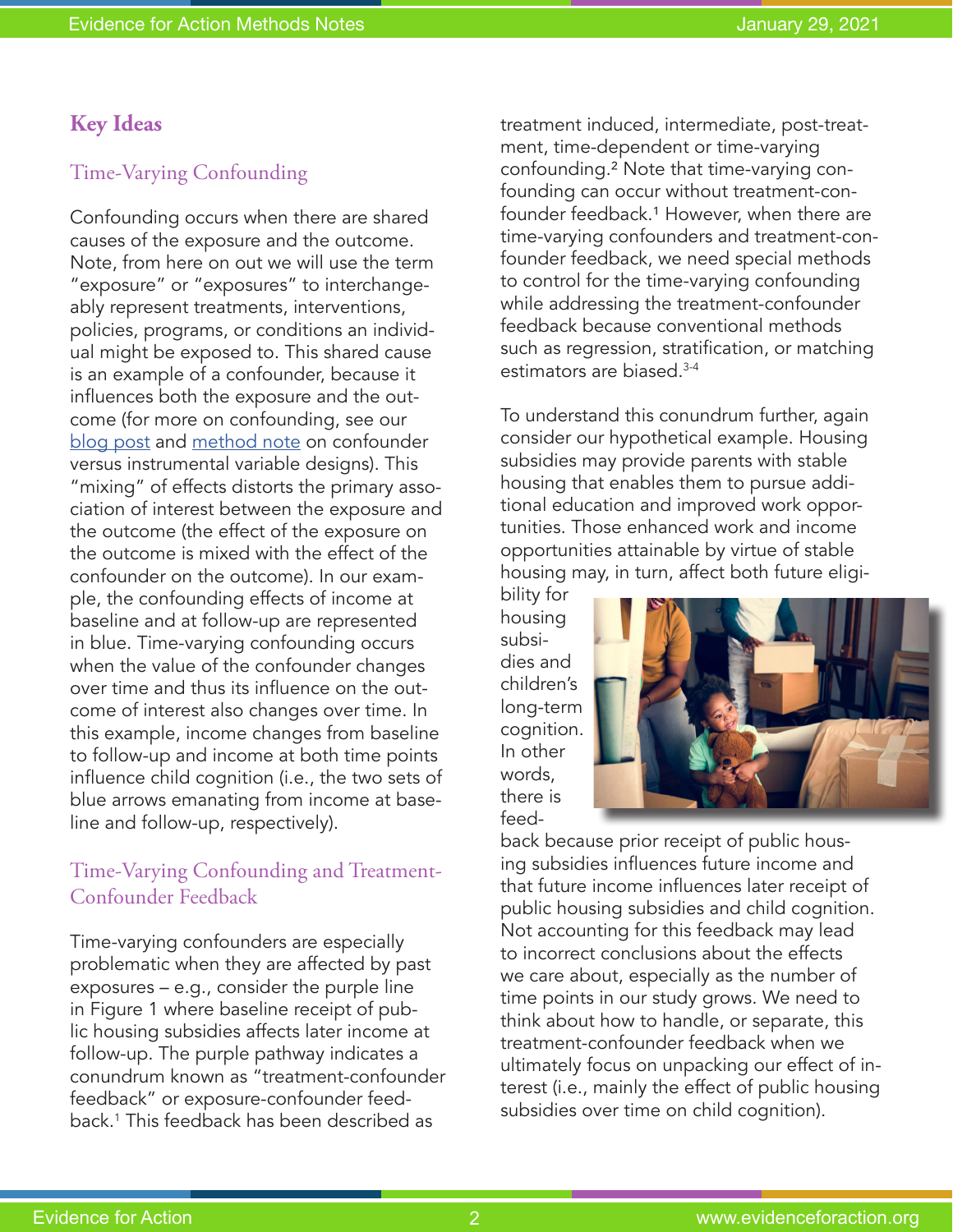## Key Ideas

### Time-Varying Confounding

Confounding occurs when there are shared causes of the exposure and the outcome. Note, from here on out we will use the term "exposure" or "exposures" to interchangeably represent treatments, interventions, policies, programs, or conditions an individual might be exposed to. This shared cause is an example of a confounder, because it influences both the exposure and the outcome (for more on confounding, see our blog post and method note on confounder versus instrumental variable designs). This "mixing" of effects distorts the primary association of interest between the exposure and the outcome (the effect of the exposure on the outcome is mixed with the effect of the confounder on the outcome). In our example, the confounding effects of income at baseline and at follow-up are represented in blue. Time-varying confounding occurs when the value of the confounder changes over time and thus its influence on the outcome of interest also changes over time. In this example, income changes from baseline to follow-up and income at both time points influence child cognition (i.e., the two sets of blue arrows emanating from income at baseline and follow-up, respectively).

### Time-Varying Confounding and Treatment-Confounder Feedback

Time-varying confounders are especially problematic when they are affected by past exposures – e.g., consider the purple line in Figure 1 where baseline receipt of public housing subsidies affects later income at follow-up. The purple pathway indicates a conundrum known as "treatment-confounder feedback" or exposure-confounder feedback.[1] This feedback has been described as treatment induced, intermediate, post-treatment, time-dependent or time-varying confounding.[2] Note that time-varying confounding can occur without treatment-confounder feedback.[1] However, when there are time-varying confounders and treatment-confounder feedback, we need special methods to control for the time-varying confounding while addressing the treatment-confounder feedback because conventional methods such as regression, stratification, or matching estimators are biased.[3-4]

To understand this conundrum further, again consider our hypothetical example. Housing subsidies may provide parents with stable housing that enables them to pursue additional education and improved work opportunities. Those enhanced work and income opportunities attainable by virtue of stable housing may, in turn, affect both future eligibility for housing subsidies and children's long-term cognition. In other words, there is feedback because prior receipt of public housing subsidies influences future income and that future income influences later receipt of public housing subsidies and child cognition. Not accounting for this feedback may lead to incorrect conclusions about the effects we care about, especially as the number of time points in our study grows. We need to think about how to handle, or separate, this treatment-confounder feedback when we ultimately focus on unpacking our effect of interest (i.e., mainly the effect of public housing subsidies over time on child cognition).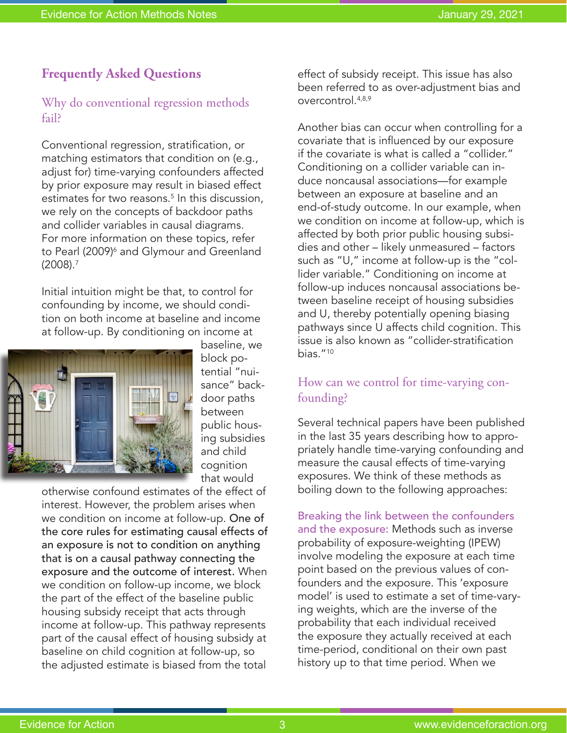## Frequently Asked Questions

### Why do conventional regression methods fail?

Conventional regression, stratification, or matching estimators that condition on (e.g., adjust for) time-varying confounders affected by prior exposure may result in biased effect estimates for two reasons.[5] In this discussion, we rely on the concepts of backdoor paths and collider variables in causal diagrams. For more information on these topics, refer to Pearl (2009)[6] and Glymour and Greenland (2008).[7]

Initial intuition might be that, to control for confounding by income, we should condition on both income at baseline and income at follow-up. By conditioning on income at baseline, we block potential "nuisance" backdoor paths between public housing subsidies and child cognition that would otherwise confound estimates of the effect of interest. However, the problem arises when we condition on income at follow-up. **One of the core rules for estimating causal effects of an exposure is not to condition on anything that is on a causal pathway connecting the exposure and the outcome of interest.** When we condition on follow-up income, we block the part of the effect of the baseline public housing subsidy receipt that acts through income at follow-up. This pathway represents part of the causal effect of housing subsidy at baseline on child cognition at follow-up, so the adjusted estimate is biased from the total effect of subsidy receipt. This issue has also been referred to as over-adjustment bias and overcontrol.[4,8,9]

Another bias can occur when controlling for a covariate that is influenced by our exposure if the covariate is what is called a "collider." Conditioning on a collider variable can induce noncausal associations—for example between an exposure at baseline and an end-of-study outcome. In our example, when we condition on income at follow-up, which is affected by both prior public housing subsidies and other – likely unmeasured – factors such as "U," income at follow-up is the "collider variable." Conditioning on income at follow-up induces noncausal associations between baseline receipt of housing subsidies and U, thereby potentially opening biasing pathways since U affects child cognition. This issue is also known as "collider-stratification bias."[10]

### How can we control for time-varying confounding?

Several technical papers have been published in the last 35 years describing how to appropriately handle time-varying confounding and measure the causal effects of time-varying exposures. We think of these methods as boiling down to the following approaches:

Breaking the link between the confounders and the exposure: Methods such as inverse probability of exposure-weighting (IPEW) involve modeling the exposure at each time point based on the previous values of confounders and the exposure. This 'exposure model' is used to estimate a set of time-varying weights, which are the inverse of the probability that each individual received the exposure they actually received at each time-period, conditional on their own past history up to that time period. When we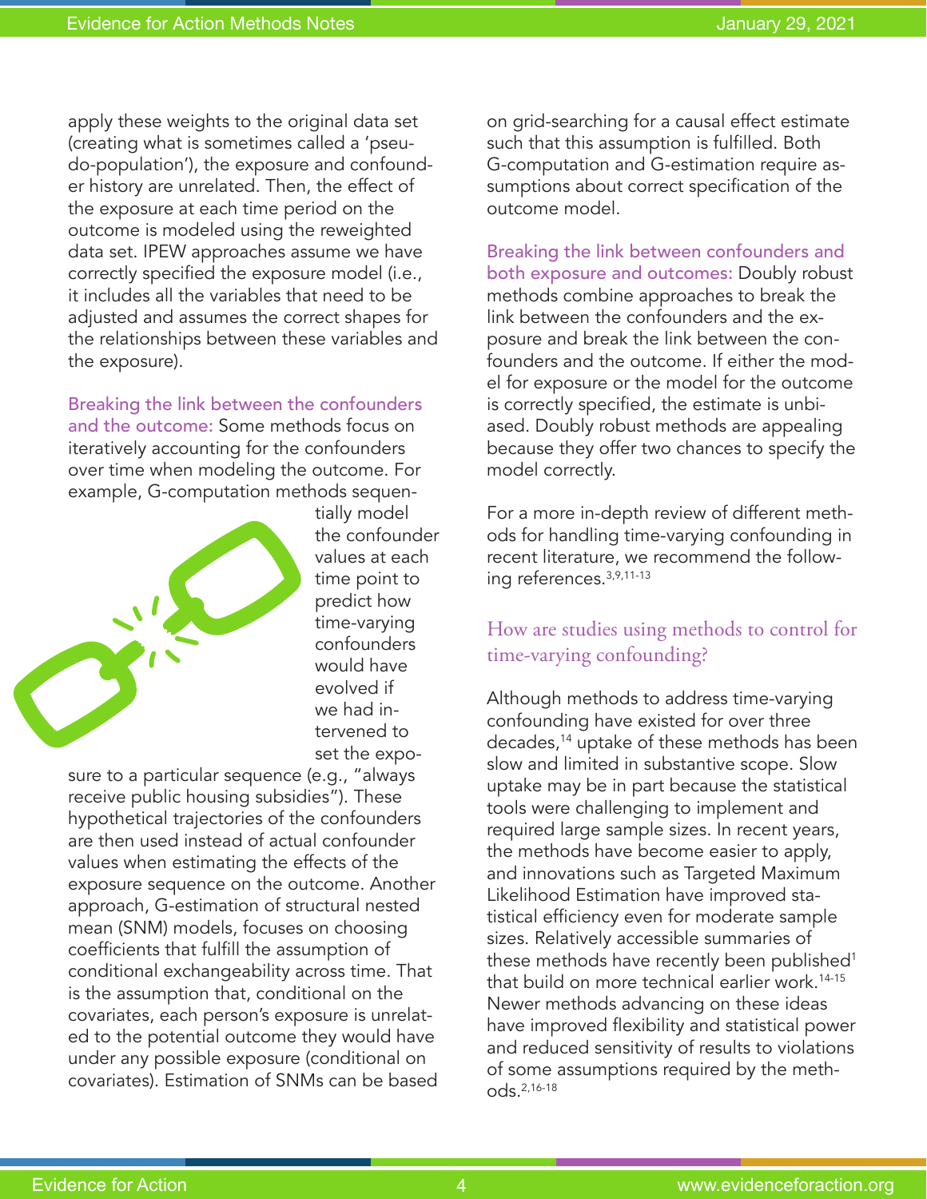apply these weights to the original data set (creating what is sometimes called a 'pseudo-population'), the exposure and confounder history are unrelated. Then, the effect of the exposure at each time period on the outcome is modeled using the reweighted data set. IPEW approaches assume we have correctly specified the exposure model (i.e., it includes all the variables that need to be adjusted and assumes the correct shapes for the relationships between these variables and the exposure).

Breaking the link between the confounders and the outcome: Some methods focus on iteratively accounting for the confounders over time when modeling the outcome. For example, G-computation methods sequentially model the confounder values at each time point to predict how time-varying confounders would have evolved if we had intervened to set the exposure to a particular sequence (e.g., "always receive public housing subsidies"). These hypothetical trajectories of the confounders are then used instead of actual confounder values when estimating the effects of the exposure sequence on the outcome. Another approach, G-estimation of structural nested mean (SNM) models, focuses on choosing coefficients that fulfill the assumption of conditional exchangeability across time. That is the assumption that, conditional on the covariates, each person's exposure is unrelated to the potential outcome they would have under any possible exposure (conditional on covariates). Estimation of SNMs can be based on grid-searching for a causal effect estimate such that this assumption is fulfilled. Both G-computation and G-estimation require assumptions about correct specification of the outcome model.

Breaking the link between confounders and both exposure and outcomes: Doubly robust methods combine approaches to break the link between the confounders and the exposure and break the link between the confounders and the outcome. If either the model for exposure or the model for the outcome is correctly specified, the estimate is unbiased. Doubly robust methods are appealing because they offer two chances to specify the model correctly.

For a more in-depth review of different methods for handling time-varying confounding in recent literature, we recommend the following references.[3,9,11-13]

## How are studies using methods to control for time-varying confounding?

Although methods to address time-varying confounding have existed for over three decades,[14] uptake of these methods has been slow and limited in substantive scope. Slow uptake may be in part because the statistical tools were challenging to implement and required large sample sizes. In recent years, the methods have become easier to apply, and innovations such as Targeted Maximum Likelihood Estimation have improved statistical efficiency even for moderate sample sizes. Relatively accessible summaries of these methods have recently been published[1] that build on more technical earlier work.[14-15] Newer methods advancing on these ideas have improved flexibility and statistical power and reduced sensitivity of results to violations of some assumptions required by the methods.[2,16-18]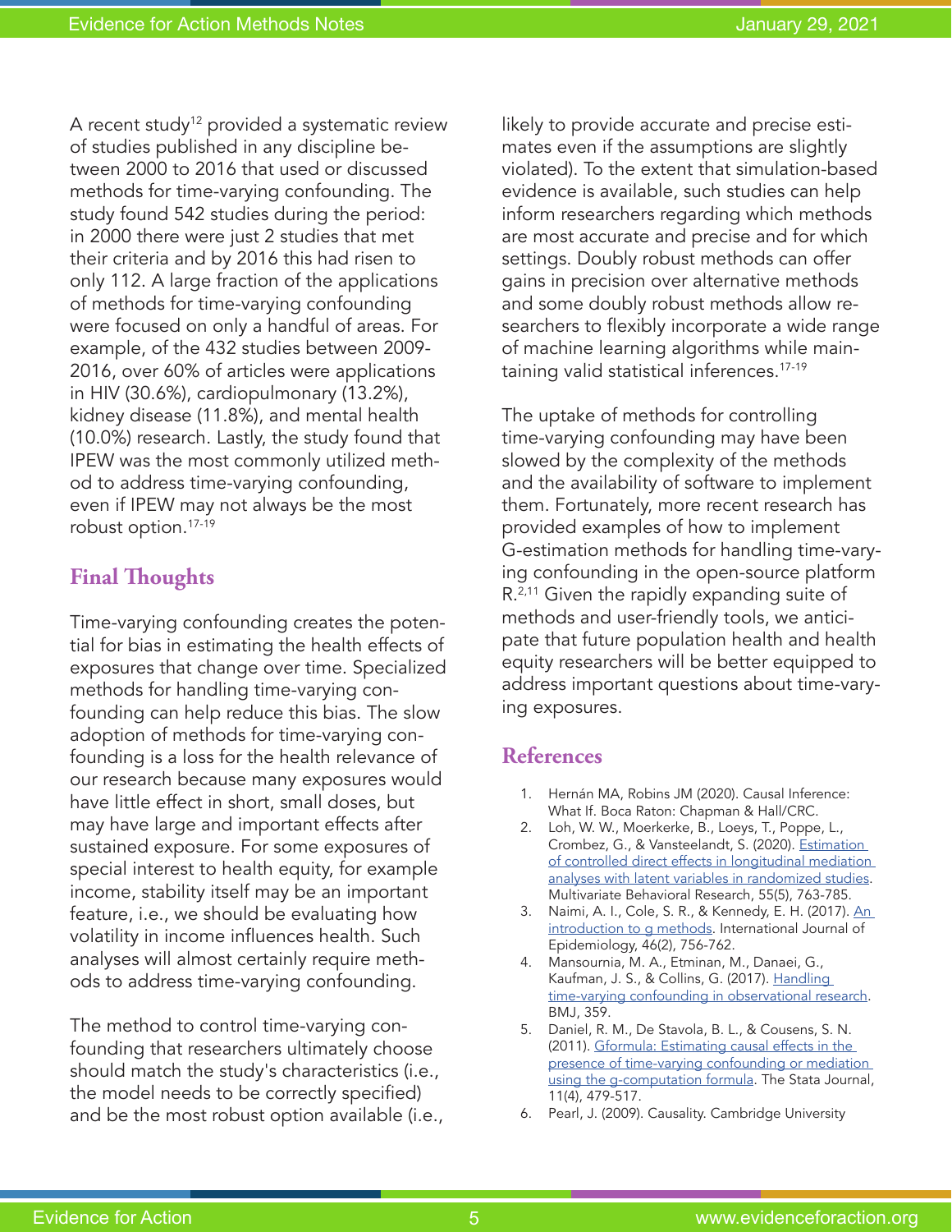A recent study[12] provided a systematic review of studies published in any discipline between 2000 to 2016 that used or discussed methods for time-varying confounding. The study found 542 studies during the period: in 2000 there were just 2 studies that met their criteria and by 2016 this had risen to only 112. A large fraction of the applications of methods for time-varying confounding were focused on only a handful of areas. For example, of the 432 studies between 2009-2016, over 60% of articles were applications in HIV (30.6%), cardiopulmonary (13.2%), kidney disease (11.8%), and mental health (10.0%) research. Lastly, the study found that IPEW was the most commonly utilized method to address time-varying confounding, even if IPEW may not always be the most robust option.[17-19]

## Final Thoughts

Time-varying confounding creates the potential for bias in estimating the health effects of exposures that change over time. Specialized methods for handling time-varying confounding can help reduce this bias. The slow adoption of methods for time-varying confounding is a loss for the health relevance of our research because many exposures would have little effect in short, small doses, but may have large and important effects after sustained exposure. For some exposures of special interest to health equity, for example income, stability itself may be an important feature, i.e., we should be evaluating how volatility in income influences health. Such analyses will almost certainly require methods to address time-varying confounding.

The method to control time-varying confounding that researchers ultimately choose should match the study's characteristics (i.e., the model needs to be correctly specified) and be the most robust option available (i.e., likely to provide accurate and precise estimates even if the assumptions are slightly violated). To the extent that simulation-based evidence is available, such studies can help inform researchers regarding which methods are most accurate and precise and for which settings. Doubly robust methods can offer gains in precision over alternative methods and some doubly robust methods allow researchers to flexibly incorporate a wide range of machine learning algorithms while maintaining valid statistical inferences.[17-19]

The uptake of methods for controlling time-varying confounding may have been slowed by the complexity of the methods and the availability of software to implement them. Fortunately, more recent research has provided examples of how to implement G-estimation methods for handling time-varying confounding in the open-source platform R.[2,11] Given the rapidly expanding suite of methods and user-friendly tools, we anticipate that future population health and health equity researchers will be better equipped to address important questions about time-varying exposures.

## References

1. Hernán MA, Robins JM (2020). Causal Inference: What If. Boca Raton: Chapman & Hall/CRC.
2. Loh, W. W., Moerkerke, B., Loeys, T., Poppe, L., Crombez, G., & Vansteelandt, S. (2020). Estimation of controlled direct effects in longitudinal mediation analyses with latent variables in randomized studies. Multivariate Behavioral Research, 55(5), 763-785.
3. Naimi, A. I., Cole, S. R., & Kennedy, E. H. (2017). An introduction to g methods. International Journal of Epidemiology, 46(2), 756-762.
4. Mansournia, M. A., Etminan, M., Danaei, G., Kaufman, J. S., & Collins, G. (2017). Handling time-varying confounding in observational research. BMJ, 359.
5. Daniel, R. M., De Stavola, B. L., & Cousens, S. N. (2011). Gformula: Estimating causal effects in the presence of time-varying confounding or mediation using the g-computation formula. The Stata Journal, 11(4), 479-517.
6. Pearl, J. (2009). Causality. Cambridge University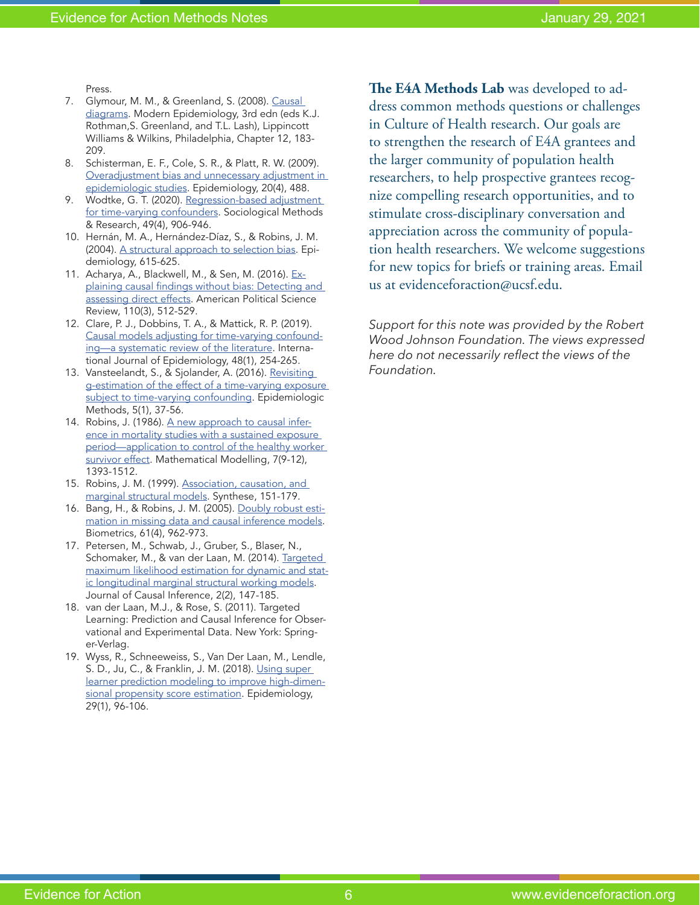Press.

7. Glymour, M. M., & Greenland, S. (2008). Causal diagrams. Modern Epidemiology, 3rd edn (eds K.J. Rothman,S. Greenland, and T.L. Lash), Lippincott Williams & Wilkins, Philadelphia, Chapter 12, 183-209.
8. Schisterman, E. F., Cole, S. R., & Platt, R. W. (2009). Overadjustment bias and unnecessary adjustment in epidemiologic studies. Epidemiology, 20(4), 488.
9. Wodtke, G. T. (2020). Regression-based adjustment for time-varying confounders. Sociological Methods & Research, 49(4), 906-946.
10. Hernán, M. A., Hernández-Díaz, S., & Robins, J. M. (2004). A structural approach to selection bias. Epidemiology, 615-625.
11. Acharya, A., Blackwell, M., & Sen, M. (2016). Explaining causal findings without bias: Detecting and assessing direct effects. American Political Science Review, 110(3), 512-529.
12. Clare, P. J., Dobbins, T. A., & Mattick, R. P. (2019). Causal models adjusting for time-varying confounding—a systematic review of the literature. International Journal of Epidemiology, 48(1), 254-265.
13. Vansteelandt, S., & Sjolander, A. (2016). Revisiting g-estimation of the effect of a time-varying exposure subject to time-varying confounding. Epidemiologic Methods, 5(1), 37-56.
14. Robins, J. (1986). A new approach to causal inference in mortality studies with a sustained exposure period—application to control of the healthy worker survivor effect. Mathematical Modelling, 7(9-12), 1393-1512.
15. Robins, J. M. (1999). Association, causation, and marginal structural models. Synthese, 151-179.
16. Bang, H., & Robins, J. M. (2005). Doubly robust estimation in missing data and causal inference models. Biometrics, 61(4), 962-973.
17. Petersen, M., Schwab, J., Gruber, S., Blaser, N., Schomaker, M., & van der Laan, M. (2014). Targeted maximum likelihood estimation for dynamic and static longitudinal marginal structural working models. Journal of Causal Inference, 2(2), 147-185.
18. van der Laan, M.J., & Rose, S. (2011). Targeted Learning: Prediction and Causal Inference for Observational and Experimental Data. New York: Springer-Verlag.
19. Wyss, R., Schneeweiss, S., Van Der Laan, M., Lendle, S. D., Ju, C., & Franklin, J. M. (2018). Using super learner prediction modeling to improve high-dimensional propensity score estimation. Epidemiology, 29(1), 96-106.

**The E4A Methods Lab** was developed to address common methods questions or challenges in Culture of Health research. Our goals are to strengthen the research of E4A grantees and the larger community of population health researchers, to help prospective grantees recognize compelling research opportunities, and to stimulate cross-disciplinary conversation and appreciation across the community of population health researchers. We welcome suggestions for new topics for briefs or training areas. Email us at evidenceforaction@ucsf.edu.

*Support for this note was provided by the Robert Wood Johnson Foundation. The views expressed here do not necessarily reflect the views of the Foundation.*